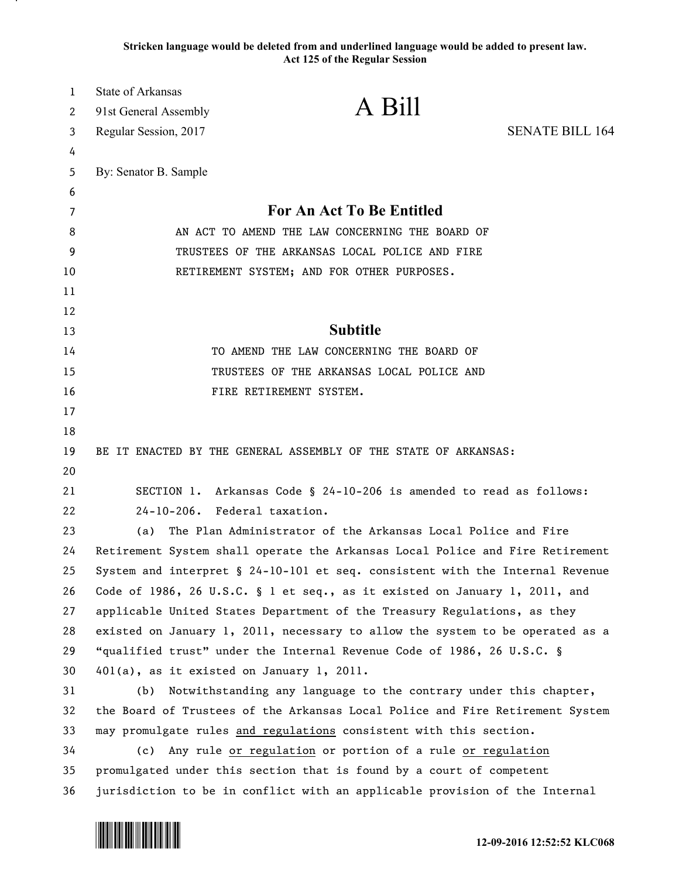**Stricken language would be deleted from and underlined language would be added to present law.**
**Act 125 of the Regular Session**

State of Arkansas
91st General Assembly
Regular Session, 2017

# A Bill

SENATE BILL 164

By: Senator B. Sample

## For An Act To Be Entitled

AN ACT TO AMEND THE LAW CONCERNING THE BOARD OF TRUSTEES OF THE ARKANSAS LOCAL POLICE AND FIRE RETIREMENT SYSTEM; AND FOR OTHER PURPOSES.

## Subtitle

TO AMEND THE LAW CONCERNING THE BOARD OF TRUSTEES OF THE ARKANSAS LOCAL POLICE AND FIRE RETIREMENT SYSTEM.

BE IT ENACTED BY THE GENERAL ASSEMBLY OF THE STATE OF ARKANSAS:

SECTION 1. Arkansas Code § 24-10-206 is amended to read as follows:

24-10-206. Federal taxation.

(a) The Plan Administrator of the Arkansas Local Police and Fire Retirement System shall operate the Arkansas Local Police and Fire Retirement System and interpret § 24-10-101 et seq. consistent with the Internal Revenue Code of 1986, 26 U.S.C. § 1 et seq., as it existed on January 1, 2011, and applicable United States Department of the Treasury Regulations, as they existed on January 1, 2011, necessary to allow the system to be operated as a "qualified trust" under the Internal Revenue Code of 1986, 26 U.S.C. § 401(a), as it existed on January 1, 2011.

(b) Notwithstanding any language to the contrary under this chapter, the Board of Trustees of the Arkansas Local Police and Fire Retirement System may promulgate rules <u>and regulations</u> consistent with this section.

(c) Any rule <u>or regulation</u> or portion of a rule <u>or regulation</u> promulgated under this section that is found by a court of competent jurisdiction to be in conflict with an applicable provision of the Internal

12-09-2016 12:52:52 KLC068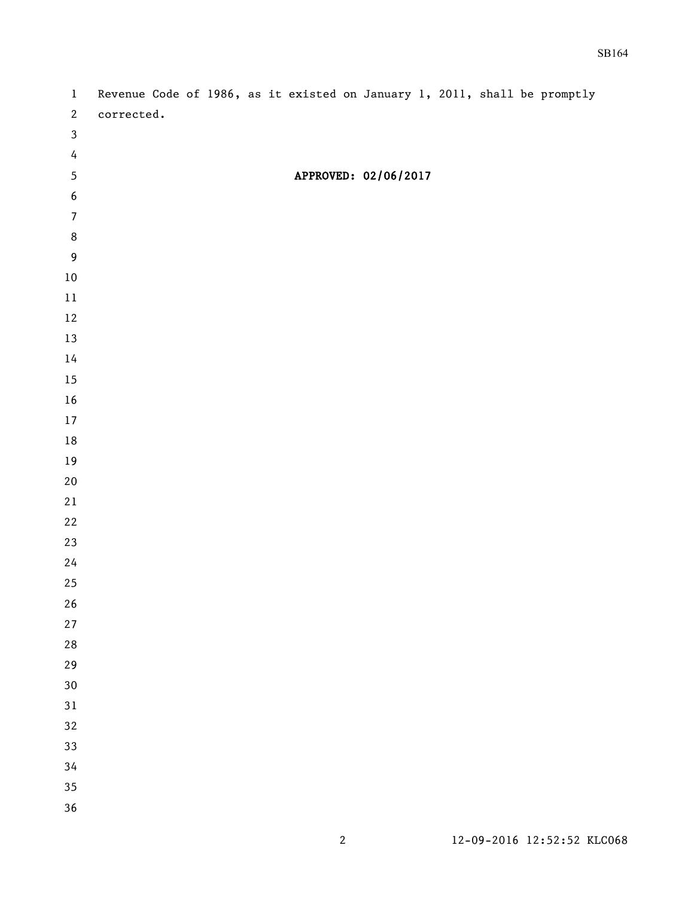Revenue Code of 1986, as it existed on January 1, 2011, shall be promptly corrected.

**APPROVED: 02/06/2017**